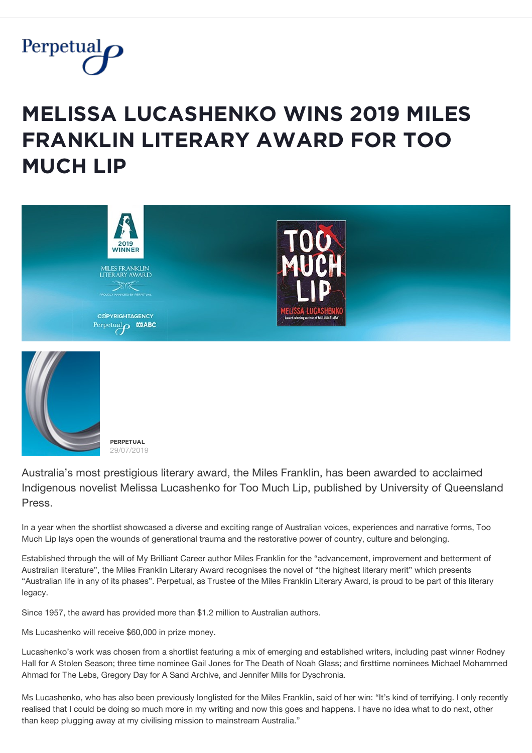# MELISSA LUCASHENKO WINS 2019 MILES FRANKLIN LITERARY AWARD FOR TOO MUCH LIP

**PERPETUAL**
29/07/2019

Australia's most prestigious literary award, the Miles Franklin, has been awarded to acclaimed Indigenous novelist Melissa Lucashenko for Too Much Lip, published by University of Queensland Press.

In a year when the shortlist showcased a diverse and exciting range of Australian voices, experiences and narrative forms, Too Much Lip lays open the wounds of generational trauma and the restorative power of country, culture and belonging.

Established through the will of My Brilliant Career author Miles Franklin for the "advancement, improvement and betterment of Australian literature", the Miles Franklin Literary Award recognises the novel of "the highest literary merit" which presents "Australian life in any of its phases". Perpetual, as Trustee of the Miles Franklin Literary Award, is proud to be part of this literary legacy.

Since 1957, the award has provided more than $1.2 million to Australian authors.

Ms Lucashenko will receive $60,000 in prize money.

Lucashenko's work was chosen from a shortlist featuring a mix of emerging and established writers, including past winner Rodney Hall for A Stolen Season; three time nominee Gail Jones for The Death of Noah Glass; and firsttime nominees Michael Mohammed Ahmad for The Lebs, Gregory Day for A Sand Archive, and Jennifer Mills for Dyschronia.

Ms Lucashenko, who has also been previously longlisted for the Miles Franklin, said of her win: "It's kind of terrifying. I only recently realised that I could be doing so much more in my writing and now this goes and happens. I have no idea what to do next, other than keep plugging away at my civilising mission to mainstream Australia."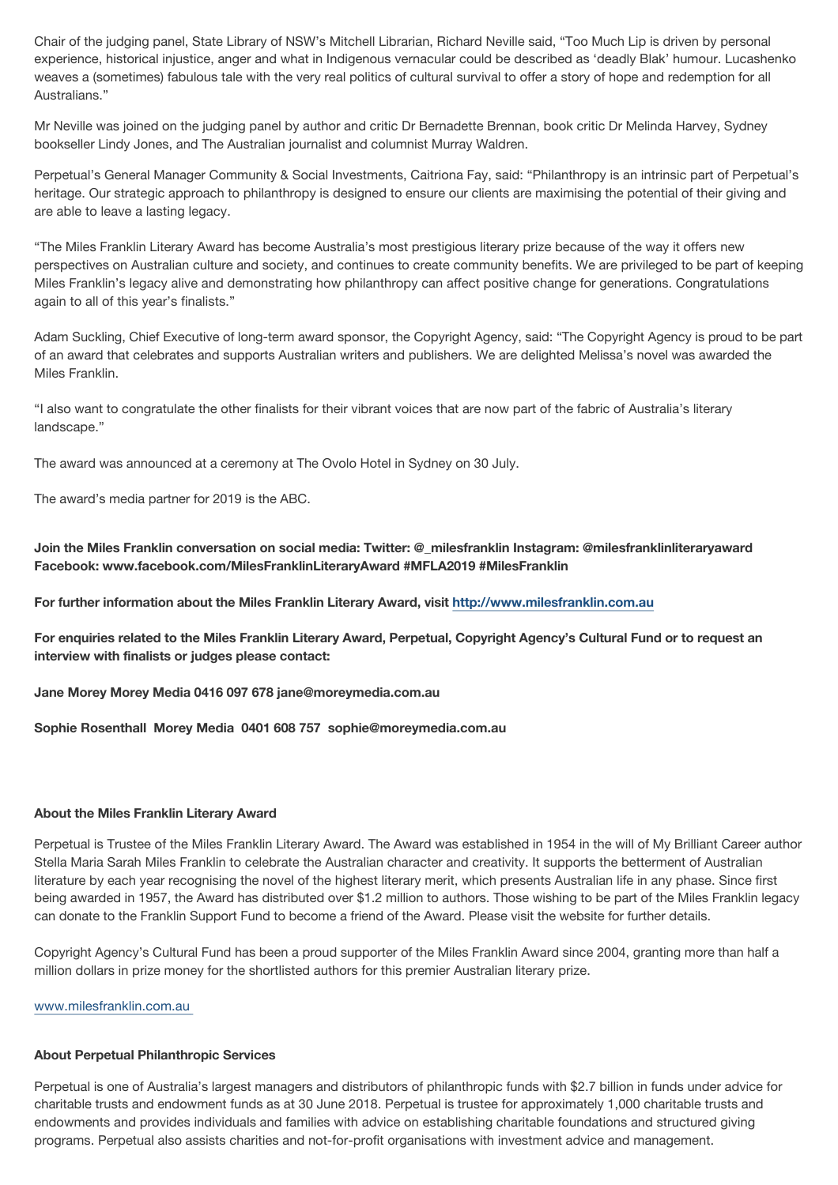Chair of the judging panel, State Library of NSW's Mitchell Librarian, Richard Neville said, "Too Much Lip is driven by personal experience, historical injustice, anger and what in Indigenous vernacular could be described as 'deadly Blak' humour. Lucashenko weaves a (sometimes) fabulous tale with the very real politics of cultural survival to offer a story of hope and redemption for all Australians."

Mr Neville was joined on the judging panel by author and critic Dr Bernadette Brennan, book critic Dr Melinda Harvey, Sydney bookseller Lindy Jones, and The Australian journalist and columnist Murray Waldren.

Perpetual's General Manager Community & Social Investments, Caitriona Fay, said: "Philanthropy is an intrinsic part of Perpetual's heritage. Our strategic approach to philanthropy is designed to ensure our clients are maximising the potential of their giving and are able to leave a lasting legacy.

"The Miles Franklin Literary Award has become Australia's most prestigious literary prize because of the way it offers new perspectives on Australian culture and society, and continues to create community benefits. We are privileged to be part of keeping Miles Franklin's legacy alive and demonstrating how philanthropy can affect positive change for generations. Congratulations again to all of this year's finalists."

Adam Suckling, Chief Executive of long-term award sponsor, the Copyright Agency, said: "The Copyright Agency is proud to be part of an award that celebrates and supports Australian writers and publishers. We are delighted Melissa's novel was awarded the Miles Franklin.

"I also want to congratulate the other finalists for their vibrant voices that are now part of the fabric of Australia's literary landscape."

The award was announced at a ceremony at The Ovolo Hotel in Sydney on 30 July.

The award's media partner for 2019 is the ABC.

**Join the Miles Franklin conversation on social media: Twitter: @_milesfranklin Instagram: @milesfranklinliteraryaward Facebook: www.facebook.com/MilesFranklinLiteraryAward #MFLA2019 #MilesFranklin**

**For further information about the Miles Franklin Literary Award, visit [http://www.milesfranklin.com.au](http://www.milesfranklin.com.au)**

**For enquiries related to the Miles Franklin Literary Award, Perpetual, Copyright Agency's Cultural Fund or to request an interview with finalists or judges please contact:**

**Jane Morey Morey Media 0416 097 678 jane@moreymedia.com.au**

**Sophie Rosenthall Morey Media 0401 608 757 sophie@moreymedia.com.au**

### About the Miles Franklin Literary Award

Perpetual is Trustee of the Miles Franklin Literary Award. The Award was established in 1954 in the will of My Brilliant Career author Stella Maria Sarah Miles Franklin to celebrate the Australian character and creativity. It supports the betterment of Australian literature by each year recognising the novel of the highest literary merit, which presents Australian life in any phase. Since first being awarded in 1957, the Award has distributed over $1.2 million to authors. Those wishing to be part of the Miles Franklin legacy can donate to the Franklin Support Fund to become a friend of the Award. Please visit the website for further details.

Copyright Agency's Cultural Fund has been a proud supporter of the Miles Franklin Award since 2004, granting more than half a million dollars in prize money for the shortlisted authors for this premier Australian literary prize.

[www.milesfranklin.com.au](http://www.milesfranklin.com.au)

### About Perpetual Philanthropic Services

Perpetual is one of Australia's largest managers and distributors of philanthropic funds with $2.7 billion in funds under advice for charitable trusts and endowment funds as at 30 June 2018. Perpetual is trustee for approximately 1,000 charitable trusts and endowments and provides individuals and families with advice on establishing charitable foundations and structured giving programs. Perpetual also assists charities and not-for-profit organisations with investment advice and management.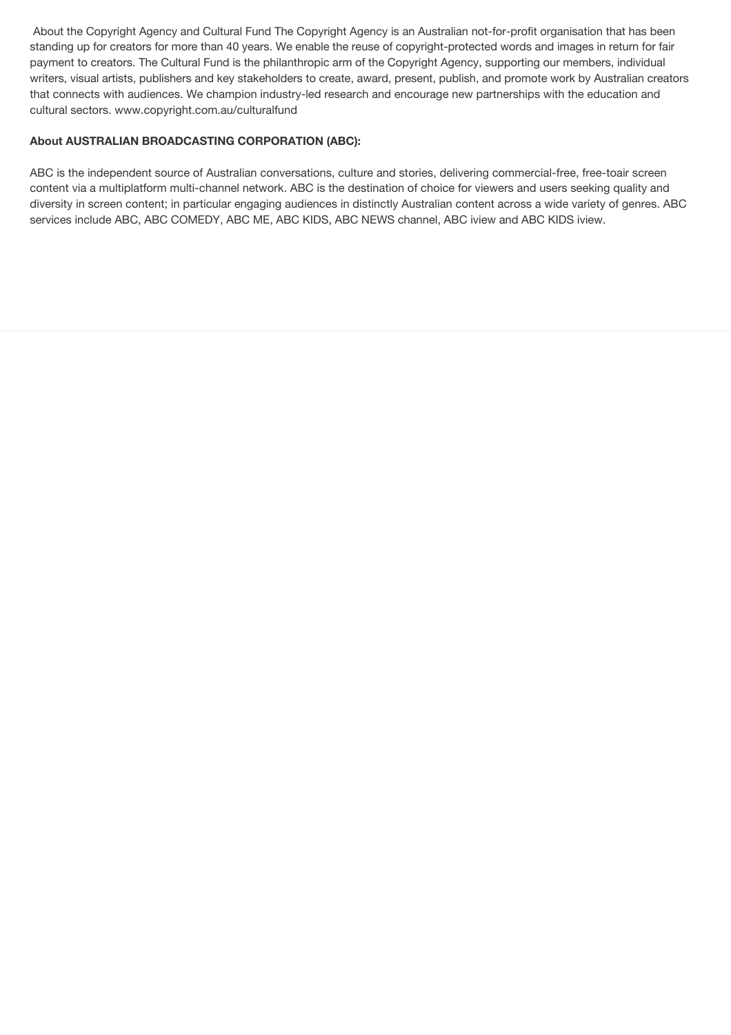About the Copyright Agency and Cultural Fund The Copyright Agency is an Australian not-for-profit organisation that has been standing up for creators for more than 40 years. We enable the reuse of copyright-protected words and images in return for fair payment to creators. The Cultural Fund is the philanthropic arm of the Copyright Agency, supporting our members, individual writers, visual artists, publishers and key stakeholders to create, award, present, publish, and promote work by Australian creators that connects with audiences. We champion industry-led research and encourage new partnerships with the education and cultural sectors. www.copyright.com.au/culturalfund

**About AUSTRALIAN BROADCASTING CORPORATION (ABC):**

ABC is the independent source of Australian conversations, culture and stories, delivering commercial-free, free-toair screen content via a multiplatform multi-channel network. ABC is the destination of choice for viewers and users seeking quality and diversity in screen content; in particular engaging audiences in distinctly Australian content across a wide variety of genres. ABC services include ABC, ABC COMEDY, ABC ME, ABC KIDS, ABC NEWS channel, ABC iview and ABC KIDS iview.